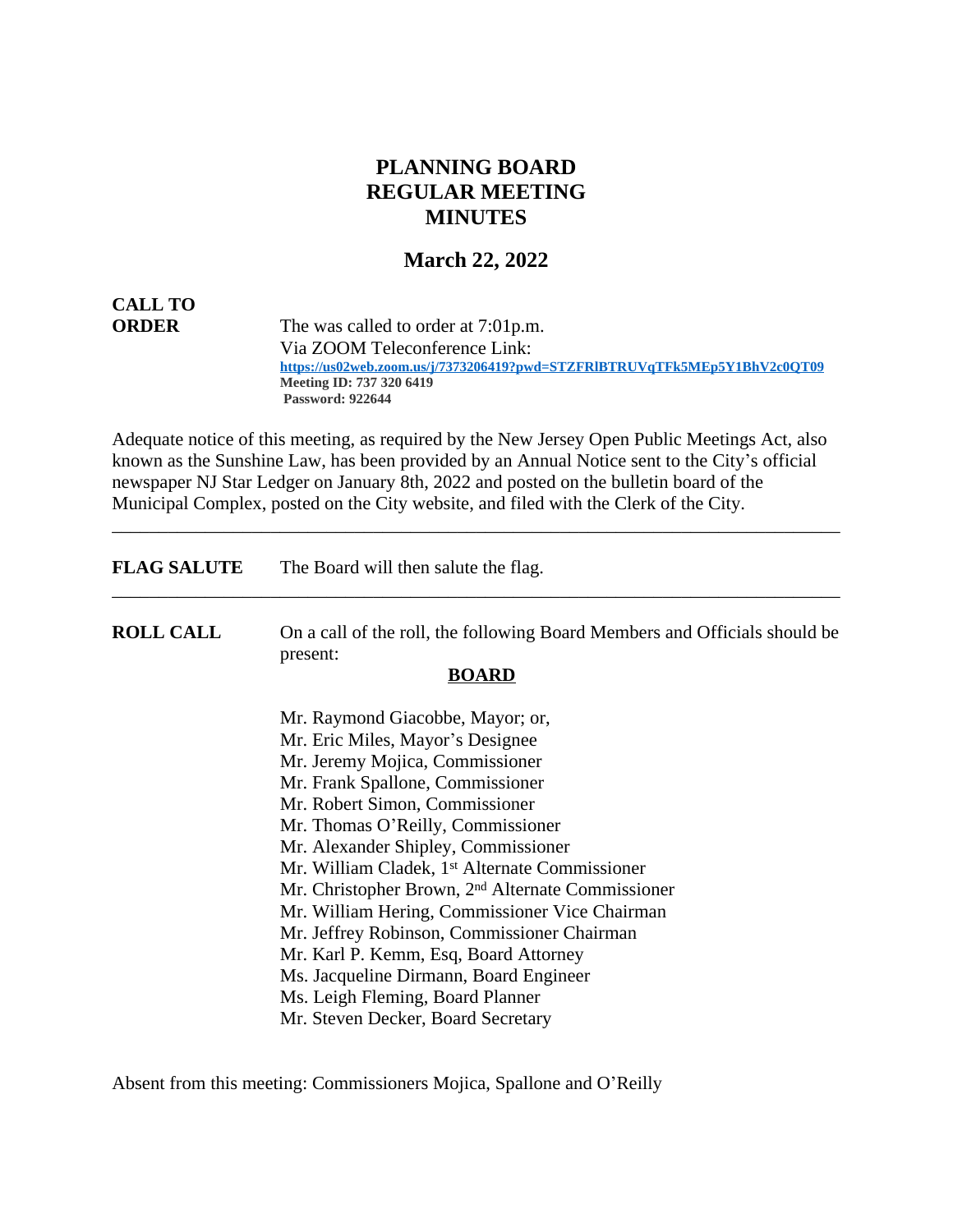# PLANNING BOARD
# REGULAR MEETING
# MINUTES

## March 22, 2022

**CALL TO ORDER** The was called to order at 7:01p.m.
Via ZOOM Teleconference Link:
**https://us02web.zoom.us/j/7373206419?pwd=STZFRlBTRUVqTFk5MEp5Y1BhV2c0QT09**
**Meeting ID: 737 320 6419**
**Password: 922644**

Adequate notice of this meeting, as required by the New Jersey Open Public Meetings Act, also known as the Sunshine Law, has been provided by an Annual Notice sent to the City's official newspaper NJ Star Ledger on January 8th, 2022 and posted on the bulletin board of the Municipal Complex, posted on the City website, and filed with the Clerk of the City.

---

**FLAG SALUTE** The Board will then salute the flag.

---

**ROLL CALL** On a call of the roll, the following Board Members and Officials should be present:

**BOARD**

Mr. Raymond Giacobbe, Mayor; or,
Mr. Eric Miles, Mayor's Designee
Mr. Jeremy Mojica, Commissioner
Mr. Frank Spallone, Commissioner
Mr. Robert Simon, Commissioner
Mr. Thomas O'Reilly, Commissioner
Mr. Alexander Shipley, Commissioner
Mr. William Cladek, 1st Alternate Commissioner
Mr. Christopher Brown, 2nd Alternate Commissioner
Mr. William Hering, Commissioner Vice Chairman
Mr. Jeffrey Robinson, Commissioner Chairman
Mr. Karl P. Kemm, Esq, Board Attorney
Ms. Jacqueline Dirmann, Board Engineer
Ms. Leigh Fleming, Board Planner
Mr. Steven Decker, Board Secretary

Absent from this meeting: Commissioners Mojica, Spallone and O'Reilly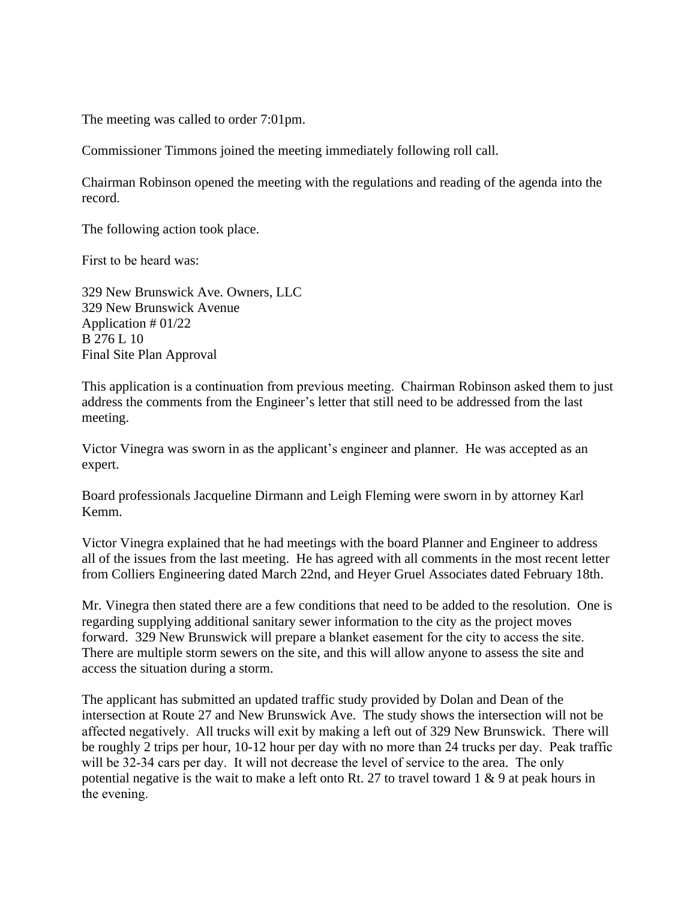The meeting was called to order 7:01pm.

Commissioner Timmons joined the meeting immediately following roll call.

Chairman Robinson opened the meeting with the regulations and reading of the agenda into the record.

The following action took place.

First to be heard was:

329 New Brunswick Ave. Owners, LLC
329 New Brunswick Avenue
Application # 01/22
B 276 L 10
Final Site Plan Approval

This application is a continuation from previous meeting. Chairman Robinson asked them to just address the comments from the Engineer's letter that still need to be addressed from the last meeting.

Victor Vinegra was sworn in as the applicant's engineer and planner. He was accepted as an expert.

Board professionals Jacqueline Dirmann and Leigh Fleming were sworn in by attorney Karl Kemm.

Victor Vinegra explained that he had meetings with the board Planner and Engineer to address all of the issues from the last meeting. He has agreed with all comments in the most recent letter from Colliers Engineering dated March 22nd, and Heyer Gruel Associates dated February 18th.

Mr. Vinegra then stated there are a few conditions that need to be added to the resolution. One is regarding supplying additional sanitary sewer information to the city as the project moves forward. 329 New Brunswick will prepare a blanket easement for the city to access the site. There are multiple storm sewers on the site, and this will allow anyone to assess the site and access the situation during a storm.

The applicant has submitted an updated traffic study provided by Dolan and Dean of the intersection at Route 27 and New Brunswick Ave. The study shows the intersection will not be affected negatively. All trucks will exit by making a left out of 329 New Brunswick. There will be roughly 2 trips per hour, 10-12 hour per day with no more than 24 trucks per day. Peak traffic will be 32-34 cars per day. It will not decrease the level of service to the area. The only potential negative is the wait to make a left onto Rt. 27 to travel toward 1 & 9 at peak hours in the evening.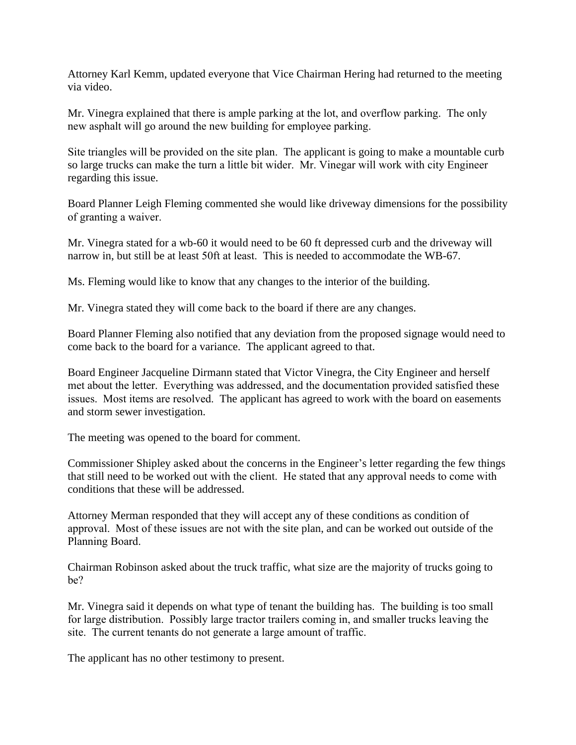Attorney Karl Kemm, updated everyone that Vice Chairman Hering had returned to the meeting via video.

Mr. Vinegra explained that there is ample parking at the lot, and overflow parking. The only new asphalt will go around the new building for employee parking.

Site triangles will be provided on the site plan. The applicant is going to make a mountable curb so large trucks can make the turn a little bit wider. Mr. Vinegar will work with city Engineer regarding this issue.

Board Planner Leigh Fleming commented she would like driveway dimensions for the possibility of granting a waiver.

Mr. Vinegra stated for a wb-60 it would need to be 60 ft depressed curb and the driveway will narrow in, but still be at least 50ft at least. This is needed to accommodate the WB-67.

Ms. Fleming would like to know that any changes to the interior of the building.

Mr. Vinegra stated they will come back to the board if there are any changes.

Board Planner Fleming also notified that any deviation from the proposed signage would need to come back to the board for a variance. The applicant agreed to that.

Board Engineer Jacqueline Dirmann stated that Victor Vinegra, the City Engineer and herself met about the letter. Everything was addressed, and the documentation provided satisfied these issues. Most items are resolved. The applicant has agreed to work with the board on easements and storm sewer investigation.

The meeting was opened to the board for comment.

Commissioner Shipley asked about the concerns in the Engineer's letter regarding the few things that still need to be worked out with the client. He stated that any approval needs to come with conditions that these will be addressed.

Attorney Merman responded that they will accept any of these conditions as condition of approval. Most of these issues are not with the site plan, and can be worked out outside of the Planning Board.

Chairman Robinson asked about the truck traffic, what size are the majority of trucks going to be?

Mr. Vinegra said it depends on what type of tenant the building has. The building is too small for large distribution. Possibly large tractor trailers coming in, and smaller trucks leaving the site. The current tenants do not generate a large amount of traffic.

The applicant has no other testimony to present.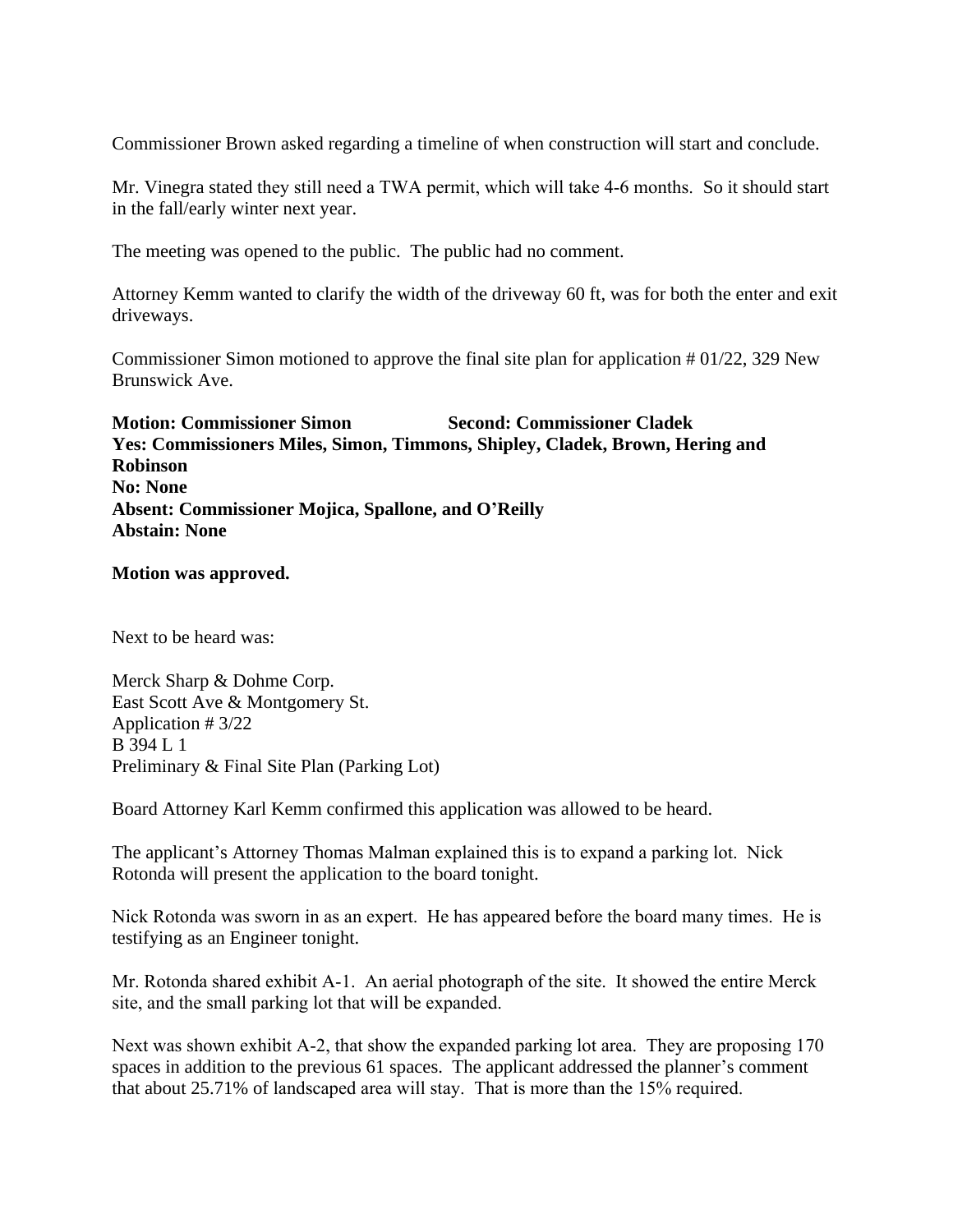Commissioner Brown asked regarding a timeline of when construction will start and conclude.

Mr. Vinegra stated they still need a TWA permit, which will take 4-6 months. So it should start in the fall/early winter next year.

The meeting was opened to the public. The public had no comment.

Attorney Kemm wanted to clarify the width of the driveway 60 ft, was for both the enter and exit driveways.

Commissioner Simon motioned to approve the final site plan for application # 01/22, 329 New Brunswick Ave.

**Motion: Commissioner Simon Second: Commissioner Cladek**
**Yes: Commissioners Miles, Simon, Timmons, Shipley, Cladek, Brown, Hering and Robinson**
**No: None**
**Absent: Commissioner Mojica, Spallone, and O'Reilly**
**Abstain: None**

**Motion was approved.**

Next to be heard was:

Merck Sharp & Dohme Corp.
East Scott Ave & Montgomery St.
Application # 3/22
B 394 L 1
Preliminary & Final Site Plan (Parking Lot)

Board Attorney Karl Kemm confirmed this application was allowed to be heard.

The applicant's Attorney Thomas Malman explained this is to expand a parking lot. Nick Rotonda will present the application to the board tonight.

Nick Rotonda was sworn in as an expert. He has appeared before the board many times. He is testifying as an Engineer tonight.

Mr. Rotonda shared exhibit A-1. An aerial photograph of the site. It showed the entire Merck site, and the small parking lot that will be expanded.

Next was shown exhibit A-2, that show the expanded parking lot area. They are proposing 170 spaces in addition to the previous 61 spaces. The applicant addressed the planner's comment that about 25.71% of landscaped area will stay. That is more than the 15% required.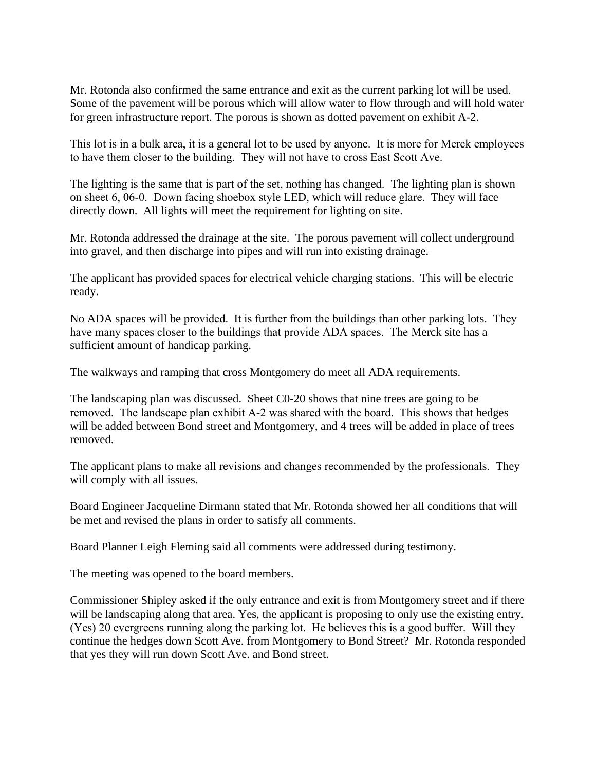Mr. Rotonda also confirmed the same entrance and exit as the current parking lot will be used. Some of the pavement will be porous which will allow water to flow through and will hold water for green infrastructure report. The porous is shown as dotted pavement on exhibit A-2.

This lot is in a bulk area, it is a general lot to be used by anyone. It is more for Merck employees to have them closer to the building. They will not have to cross East Scott Ave.

The lighting is the same that is part of the set, nothing has changed. The lighting plan is shown on sheet 6, 06-0. Down facing shoebox style LED, which will reduce glare. They will face directly down. All lights will meet the requirement for lighting on site.

Mr. Rotonda addressed the drainage at the site. The porous pavement will collect underground into gravel, and then discharge into pipes and will run into existing drainage.

The applicant has provided spaces for electrical vehicle charging stations. This will be electric ready.

No ADA spaces will be provided. It is further from the buildings than other parking lots. They have many spaces closer to the buildings that provide ADA spaces. The Merck site has a sufficient amount of handicap parking.

The walkways and ramping that cross Montgomery do meet all ADA requirements.

The landscaping plan was discussed. Sheet C0-20 shows that nine trees are going to be removed. The landscape plan exhibit A-2 was shared with the board. This shows that hedges will be added between Bond street and Montgomery, and 4 trees will be added in place of trees removed.

The applicant plans to make all revisions and changes recommended by the professionals. They will comply with all issues.

Board Engineer Jacqueline Dirmann stated that Mr. Rotonda showed her all conditions that will be met and revised the plans in order to satisfy all comments.

Board Planner Leigh Fleming said all comments were addressed during testimony.

The meeting was opened to the board members.

Commissioner Shipley asked if the only entrance and exit is from Montgomery street and if there will be landscaping along that area. Yes, the applicant is proposing to only use the existing entry. (Yes) 20 evergreens running along the parking lot. He believes this is a good buffer. Will they continue the hedges down Scott Ave. from Montgomery to Bond Street? Mr. Rotonda responded that yes they will run down Scott Ave. and Bond street.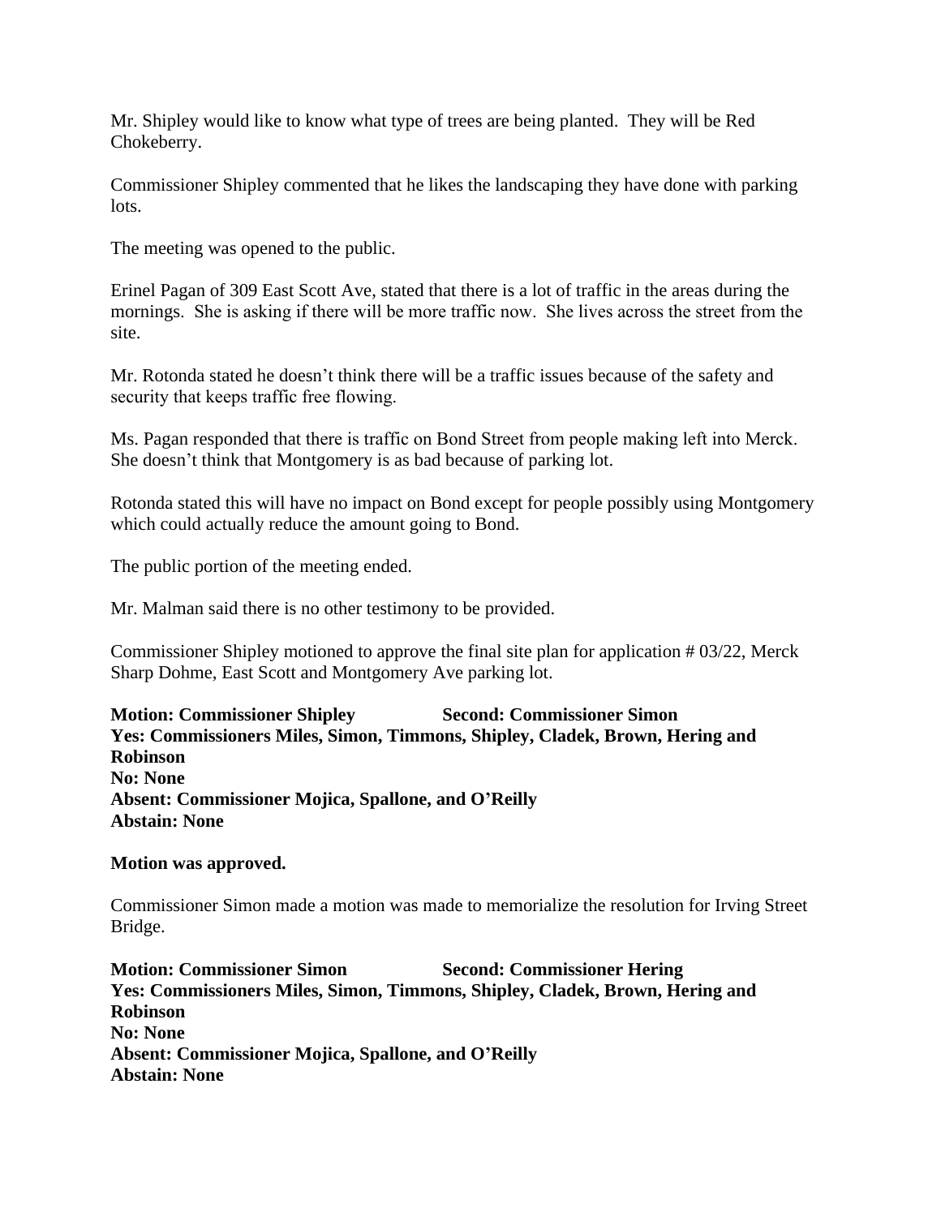Mr. Shipley would like to know what type of trees are being planted. They will be Red Chokeberry.

Commissioner Shipley commented that he likes the landscaping they have done with parking lots.

The meeting was opened to the public.

Erinel Pagan of 309 East Scott Ave, stated that there is a lot of traffic in the areas during the mornings. She is asking if there will be more traffic now. She lives across the street from the site.

Mr. Rotonda stated he doesn't think there will be a traffic issues because of the safety and security that keeps traffic free flowing.

Ms. Pagan responded that there is traffic on Bond Street from people making left into Merck. She doesn't think that Montgomery is as bad because of parking lot.

Rotonda stated this will have no impact on Bond except for people possibly using Montgomery which could actually reduce the amount going to Bond.

The public portion of the meeting ended.

Mr. Malman said there is no other testimony to be provided.

Commissioner Shipley motioned to approve the final site plan for application # 03/22, Merck Sharp Dohme, East Scott and Montgomery Ave parking lot.

**Motion: Commissioner Shipley Second: Commissioner Simon**
**Yes: Commissioners Miles, Simon, Timmons, Shipley, Cladek, Brown, Hering and Robinson**
**No: None**
**Absent: Commissioner Mojica, Spallone, and O'Reilly**
**Abstain: None**

**Motion was approved.**

Commissioner Simon made a motion was made to memorialize the resolution for Irving Street Bridge.

**Motion: Commissioner Simon Second: Commissioner Hering**
**Yes: Commissioners Miles, Simon, Timmons, Shipley, Cladek, Brown, Hering and Robinson**
**No: None**
**Absent: Commissioner Mojica, Spallone, and O'Reilly**
**Abstain: None**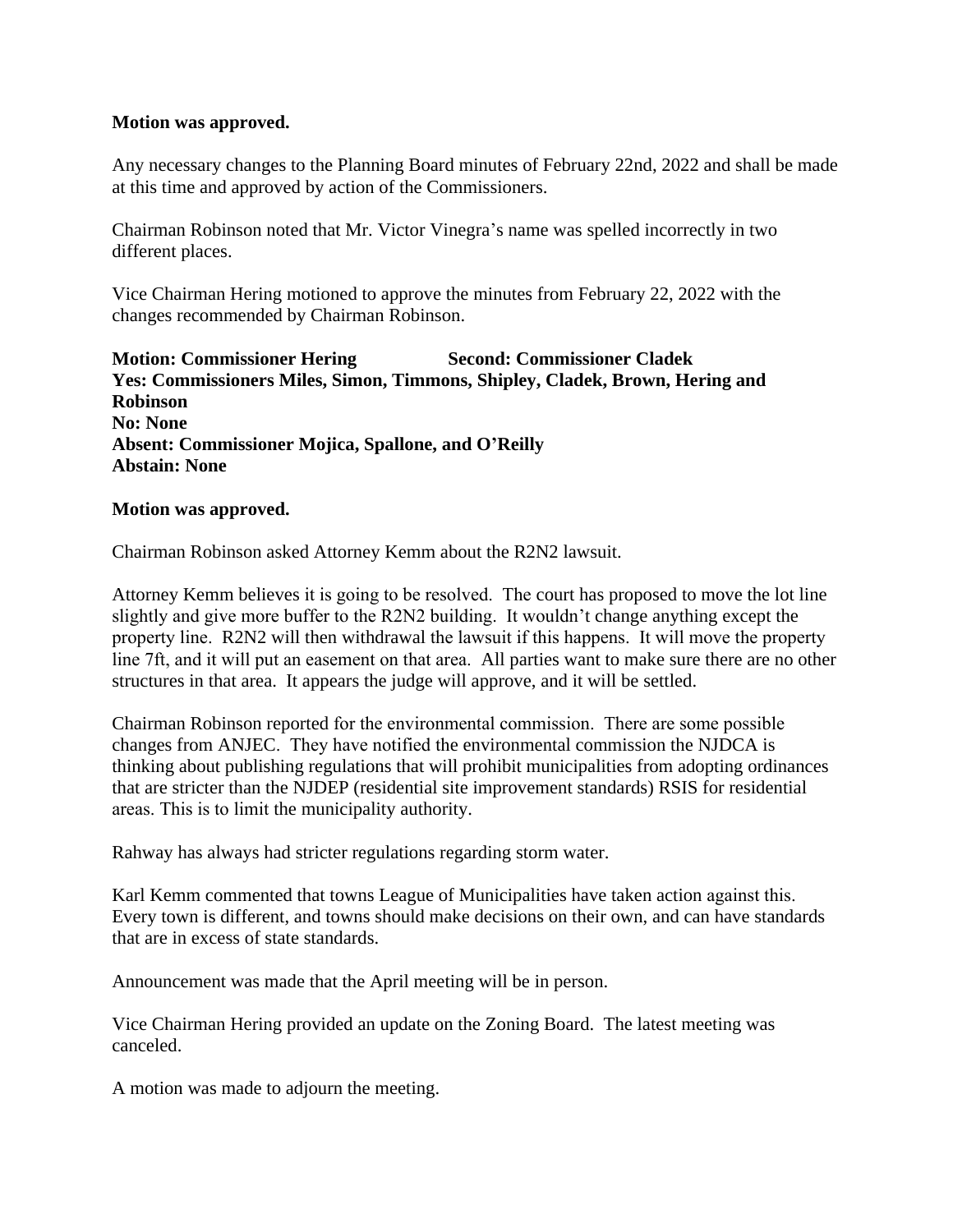**Motion was approved.**

Any necessary changes to the Planning Board minutes of February 22nd, 2022 and shall be made at this time and approved by action of the Commissioners.

Chairman Robinson noted that Mr. Victor Vinegra's name was spelled incorrectly in two different places.

Vice Chairman Hering motioned to approve the minutes from February 22, 2022 with the changes recommended by Chairman Robinson.

**Motion: Commissioner Hering Second: Commissioner Cladek**
**Yes: Commissioners Miles, Simon, Timmons, Shipley, Cladek, Brown, Hering and Robinson**
**No: None**
**Absent: Commissioner Mojica, Spallone, and O'Reilly**
**Abstain: None**

**Motion was approved.**

Chairman Robinson asked Attorney Kemm about the R2N2 lawsuit.

Attorney Kemm believes it is going to be resolved. The court has proposed to move the lot line slightly and give more buffer to the R2N2 building. It wouldn't change anything except the property line. R2N2 will then withdrawal the lawsuit if this happens. It will move the property line 7ft, and it will put an easement on that area. All parties want to make sure there are no other structures in that area. It appears the judge will approve, and it will be settled.

Chairman Robinson reported for the environmental commission. There are some possible changes from ANJEC. They have notified the environmental commission the NJDCA is thinking about publishing regulations that will prohibit municipalities from adopting ordinances that are stricter than the NJDEP (residential site improvement standards) RSIS for residential areas. This is to limit the municipality authority.

Rahway has always had stricter regulations regarding storm water.

Karl Kemm commented that towns League of Municipalities have taken action against this. Every town is different, and towns should make decisions on their own, and can have standards that are in excess of state standards.

Announcement was made that the April meeting will be in person.

Vice Chairman Hering provided an update on the Zoning Board. The latest meeting was canceled.

A motion was made to adjourn the meeting.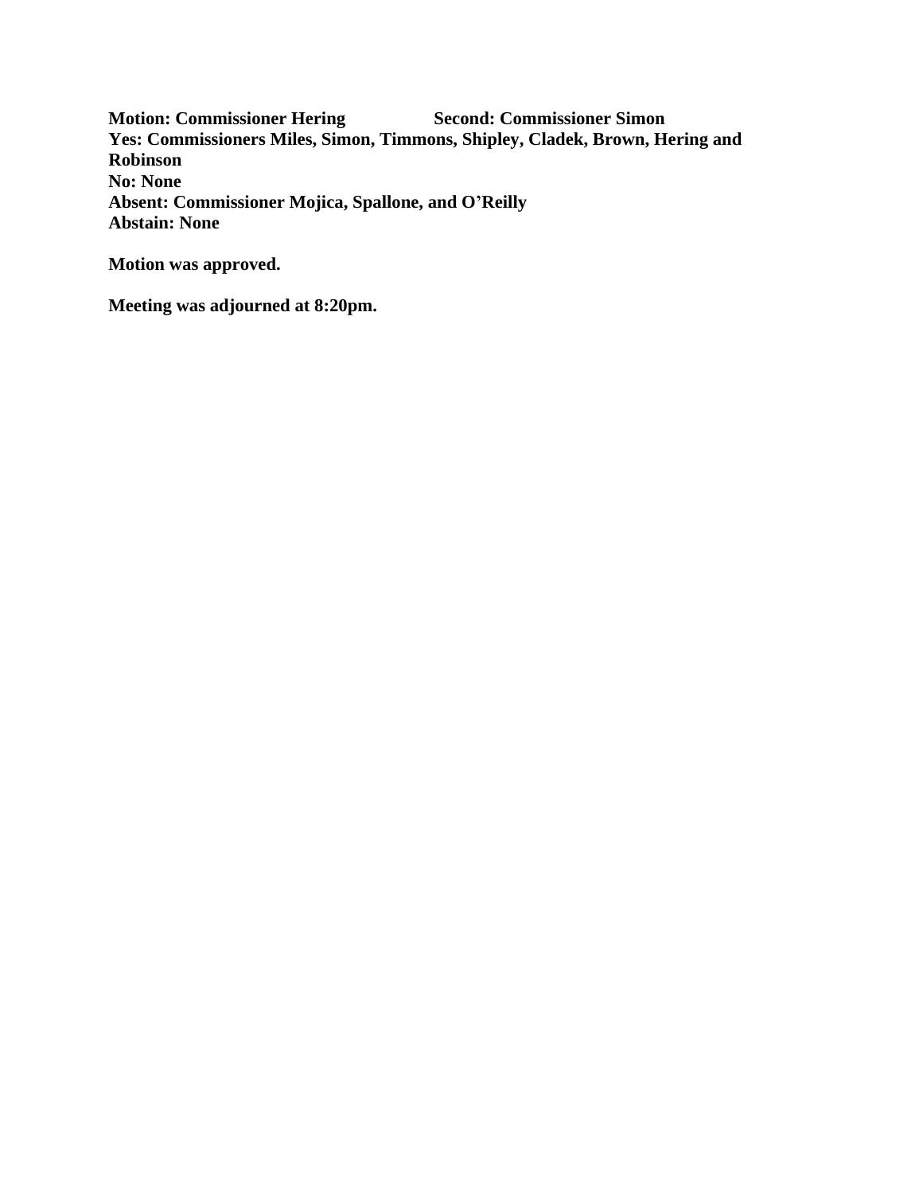**Motion: Commissioner Hering Second: Commissioner Simon**
**Yes: Commissioners Miles, Simon, Timmons, Shipley, Cladek, Brown, Hering and Robinson**
**No: None**
**Absent: Commissioner Mojica, Spallone, and O'Reilly**
**Abstain: None**

**Motion was approved.**

**Meeting was adjourned at 8:20pm.**